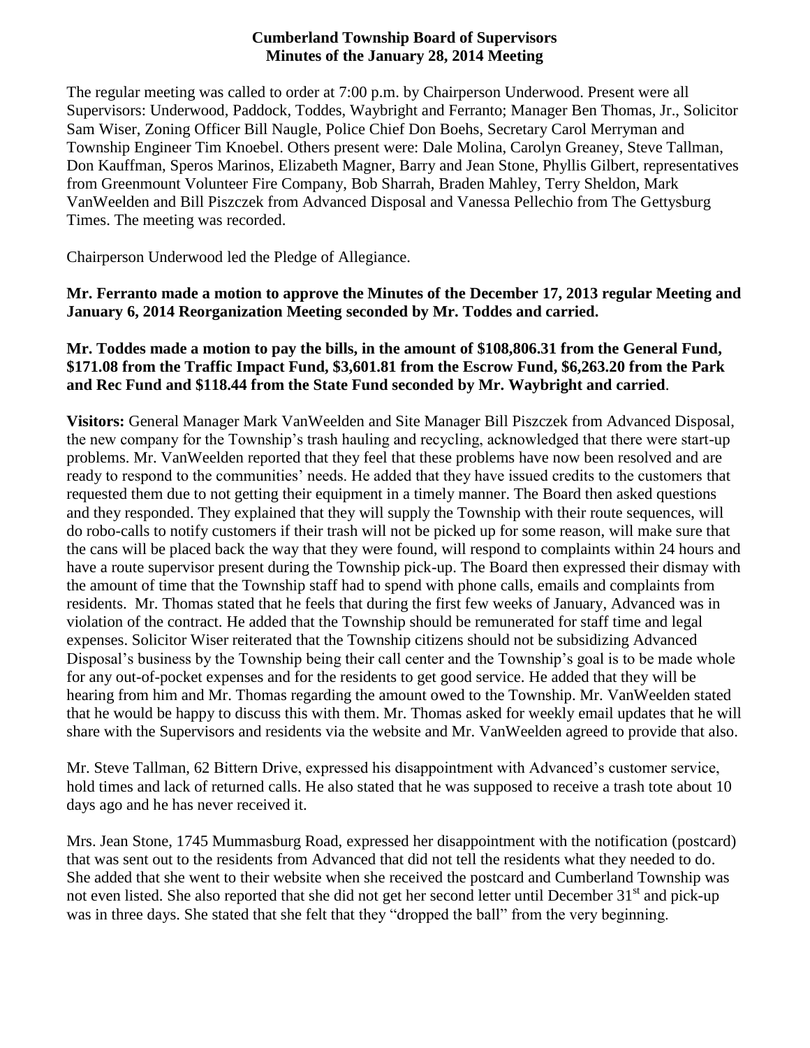**Cumberland Township Board of Supervisors**
**Minutes of the January 28, 2014 Meeting**

The regular meeting was called to order at 7:00 p.m. by Chairperson Underwood. Present were all Supervisors: Underwood, Paddock, Toddes, Waybright and Ferranto; Manager Ben Thomas, Jr., Solicitor Sam Wiser, Zoning Officer Bill Naugle, Police Chief Don Boehs, Secretary Carol Merryman and Township Engineer Tim Knoebel. Others present were: Dale Molina, Carolyn Greaney, Steve Tallman, Don Kauffman, Speros Marinos, Elizabeth Magner, Barry and Jean Stone, Phyllis Gilbert, representatives from Greenmount Volunteer Fire Company, Bob Sharrah, Braden Mahley, Terry Sheldon, Mark VanWeelden and Bill Piszczek from Advanced Disposal and Vanessa Pellechio from The Gettysburg Times. The meeting was recorded.

Chairperson Underwood led the Pledge of Allegiance.

**Mr. Ferranto made a motion to approve the Minutes of the December 17, 2013 regular Meeting and January 6, 2014 Reorganization Meeting seconded by Mr. Toddes and carried.**

**Mr. Toddes made a motion to pay the bills, in the amount of $108,806.31 from the General Fund, $171.08 from the Traffic Impact Fund, $3,601.81 from the Escrow Fund, $6,263.20 from the Park and Rec Fund and $118.44 from the State Fund seconded by Mr. Waybright and carried**.

**Visitors:** General Manager Mark VanWeelden and Site Manager Bill Piszczek from Advanced Disposal, the new company for the Township's trash hauling and recycling, acknowledged that there were start-up problems. Mr. VanWeelden reported that they feel that these problems have now been resolved and are ready to respond to the communities' needs. He added that they have issued credits to the customers that requested them due to not getting their equipment in a timely manner. The Board then asked questions and they responded. They explained that they will supply the Township with their route sequences, will do robo-calls to notify customers if their trash will not be picked up for some reason, will make sure that the cans will be placed back the way that they were found, will respond to complaints within 24 hours and have a route supervisor present during the Township pick-up. The Board then expressed their dismay with the amount of time that the Township staff had to spend with phone calls, emails and complaints from residents. Mr. Thomas stated that he feels that during the first few weeks of January, Advanced was in violation of the contract. He added that the Township should be remunerated for staff time and legal expenses. Solicitor Wiser reiterated that the Township citizens should not be subsidizing Advanced Disposal's business by the Township being their call center and the Township's goal is to be made whole for any out-of-pocket expenses and for the residents to get good service. He added that they will be hearing from him and Mr. Thomas regarding the amount owed to the Township. Mr. VanWeelden stated that he would be happy to discuss this with them. Mr. Thomas asked for weekly email updates that he will share with the Supervisors and residents via the website and Mr. VanWeelden agreed to provide that also.

Mr. Steve Tallman, 62 Bittern Drive, expressed his disappointment with Advanced's customer service, hold times and lack of returned calls. He also stated that he was supposed to receive a trash tote about 10 days ago and he has never received it.

Mrs. Jean Stone, 1745 Mummasburg Road, expressed her disappointment with the notification (postcard) that was sent out to the residents from Advanced that did not tell the residents what they needed to do. She added that she went to their website when she received the postcard and Cumberland Township was not even listed. She also reported that she did not get her second letter until December 31st and pick-up was in three days. She stated that she felt that they "dropped the ball" from the very beginning.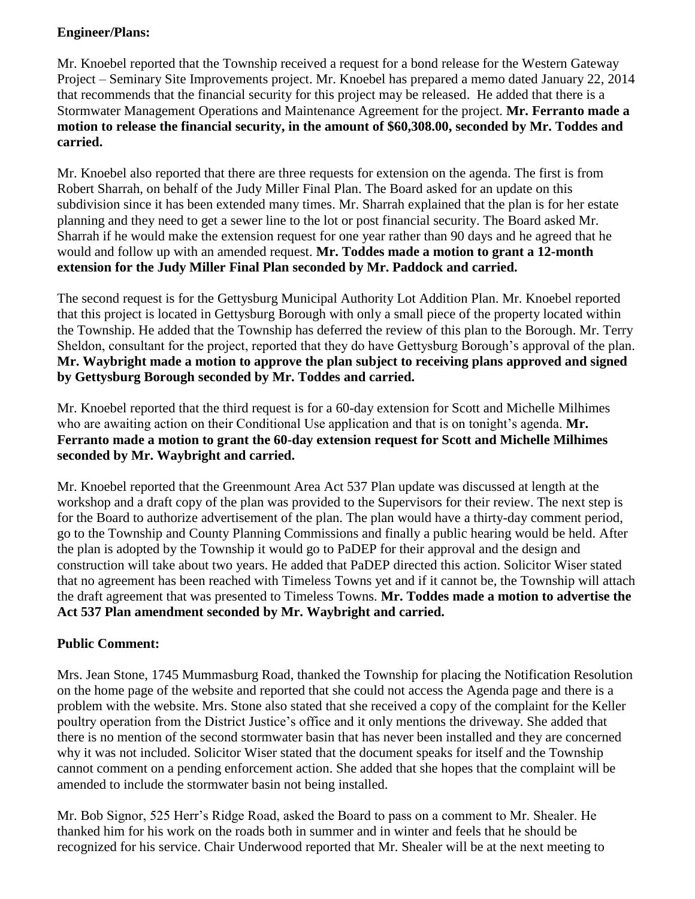**Engineer/Plans:**

Mr. Knoebel reported that the Township received a request for a bond release for the Western Gateway Project – Seminary Site Improvements project. Mr. Knoebel has prepared a memo dated January 22, 2014 that recommends that the financial security for this project may be released. He added that there is a Stormwater Management Operations and Maintenance Agreement for the project. **Mr. Ferranto made a motion to release the financial security, in the amount of $60,308.00, seconded by Mr. Toddes and carried.**

Mr. Knoebel also reported that there are three requests for extension on the agenda. The first is from Robert Sharrah, on behalf of the Judy Miller Final Plan. The Board asked for an update on this subdivision since it has been extended many times. Mr. Sharrah explained that the plan is for her estate planning and they need to get a sewer line to the lot or post financial security. The Board asked Mr. Sharrah if he would make the extension request for one year rather than 90 days and he agreed that he would and follow up with an amended request. **Mr. Toddes made a motion to grant a 12-month extension for the Judy Miller Final Plan seconded by Mr. Paddock and carried.**

The second request is for the Gettysburg Municipal Authority Lot Addition Plan. Mr. Knoebel reported that this project is located in Gettysburg Borough with only a small piece of the property located within the Township. He added that the Township has deferred the review of this plan to the Borough. Mr. Terry Sheldon, consultant for the project, reported that they do have Gettysburg Borough's approval of the plan. **Mr. Waybright made a motion to approve the plan subject to receiving plans approved and signed by Gettysburg Borough seconded by Mr. Toddes and carried.**

Mr. Knoebel reported that the third request is for a 60-day extension for Scott and Michelle Milhimes who are awaiting action on their Conditional Use application and that is on tonight's agenda. **Mr. Ferranto made a motion to grant the 60-day extension request for Scott and Michelle Milhimes seconded by Mr. Waybright and carried.**

Mr. Knoebel reported that the Greenmount Area Act 537 Plan update was discussed at length at the workshop and a draft copy of the plan was provided to the Supervisors for their review. The next step is for the Board to authorize advertisement of the plan. The plan would have a thirty-day comment period, go to the Township and County Planning Commissions and finally a public hearing would be held. After the plan is adopted by the Township it would go to PaDEP for their approval and the design and construction will take about two years. He added that PaDEP directed this action. Solicitor Wiser stated that no agreement has been reached with Timeless Towns yet and if it cannot be, the Township will attach the draft agreement that was presented to Timeless Towns. **Mr. Toddes made a motion to advertise the Act 537 Plan amendment seconded by Mr. Waybright and carried.**

**Public Comment:**

Mrs. Jean Stone, 1745 Mummasburg Road, thanked the Township for placing the Notification Resolution on the home page of the website and reported that she could not access the Agenda page and there is a problem with the website. Mrs. Stone also stated that she received a copy of the complaint for the Keller poultry operation from the District Justice's office and it only mentions the driveway. She added that there is no mention of the second stormwater basin that has never been installed and they are concerned why it was not included. Solicitor Wiser stated that the document speaks for itself and the Township cannot comment on a pending enforcement action. She added that she hopes that the complaint will be amended to include the stormwater basin not being installed.

Mr. Bob Signor, 525 Herr's Ridge Road, asked the Board to pass on a comment to Mr. Shealer. He thanked him for his work on the roads both in summer and in winter and feels that he should be recognized for his service. Chair Underwood reported that Mr. Shealer will be at the next meeting to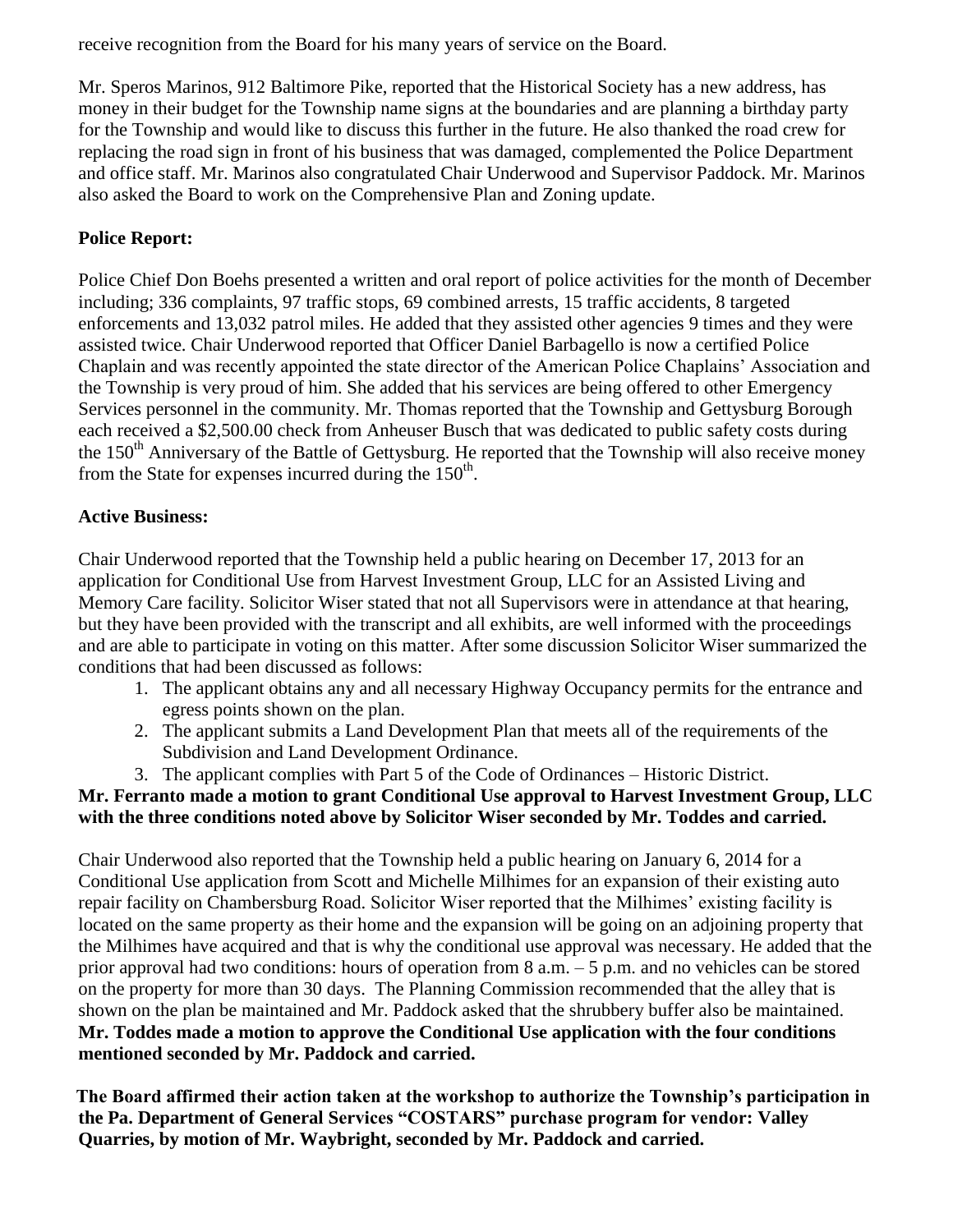receive recognition from the Board for his many years of service on the Board.

Mr. Speros Marinos, 912 Baltimore Pike, reported that the Historical Society has a new address, has money in their budget for the Township name signs at the boundaries and are planning a birthday party for the Township and would like to discuss this further in the future. He also thanked the road crew for replacing the road sign in front of his business that was damaged, complemented the Police Department and office staff. Mr. Marinos also congratulated Chair Underwood and Supervisor Paddock. Mr. Marinos also asked the Board to work on the Comprehensive Plan and Zoning update.

**Police Report:**

Police Chief Don Boehs presented a written and oral report of police activities for the month of December including; 336 complaints, 97 traffic stops, 69 combined arrests, 15 traffic accidents, 8 targeted enforcements and 13,032 patrol miles. He added that they assisted other agencies 9 times and they were assisted twice. Chair Underwood reported that Officer Daniel Barbagello is now a certified Police Chaplain and was recently appointed the state director of the American Police Chaplains' Association and the Township is very proud of him. She added that his services are being offered to other Emergency Services personnel in the community. Mr. Thomas reported that the Township and Gettysburg Borough each received a $2,500.00 check from Anheuser Busch that was dedicated to public safety costs during the 150th Anniversary of the Battle of Gettysburg. He reported that the Township will also receive money from the State for expenses incurred during the 150th.

**Active Business:**

Chair Underwood reported that the Township held a public hearing on December 17, 2013 for an application for Conditional Use from Harvest Investment Group, LLC for an Assisted Living and Memory Care facility. Solicitor Wiser stated that not all Supervisors were in attendance at that hearing, but they have been provided with the transcript and all exhibits, are well informed with the proceedings and are able to participate in voting on this matter. After some discussion Solicitor Wiser summarized the conditions that had been discussed as follows:

1. The applicant obtains any and all necessary Highway Occupancy permits for the entrance and egress points shown on the plan.
2. The applicant submits a Land Development Plan that meets all of the requirements of the Subdivision and Land Development Ordinance.
3. The applicant complies with Part 5 of the Code of Ordinances – Historic District.

**Mr. Ferranto made a motion to grant Conditional Use approval to Harvest Investment Group, LLC with the three conditions noted above by Solicitor Wiser seconded by Mr. Toddes and carried.**

Chair Underwood also reported that the Township held a public hearing on January 6, 2014 for a Conditional Use application from Scott and Michelle Milhimes for an expansion of their existing auto repair facility on Chambersburg Road. Solicitor Wiser reported that the Milhimes' existing facility is located on the same property as their home and the expansion will be going on an adjoining property that the Milhimes have acquired and that is why the conditional use approval was necessary. He added that the prior approval had two conditions: hours of operation from 8 a.m. – 5 p.m. and no vehicles can be stored on the property for more than 30 days. The Planning Commission recommended that the alley that is shown on the plan be maintained and Mr. Paddock asked that the shrubbery buffer also be maintained. **Mr. Toddes made a motion to approve the Conditional Use application with the four conditions mentioned seconded by Mr. Paddock and carried.**

**The Board affirmed their action taken at the workshop to authorize the Township's participation in the Pa. Department of General Services "COSTARS" purchase program for vendor: Valley Quarries, by motion of Mr. Waybright, seconded by Mr. Paddock and carried.**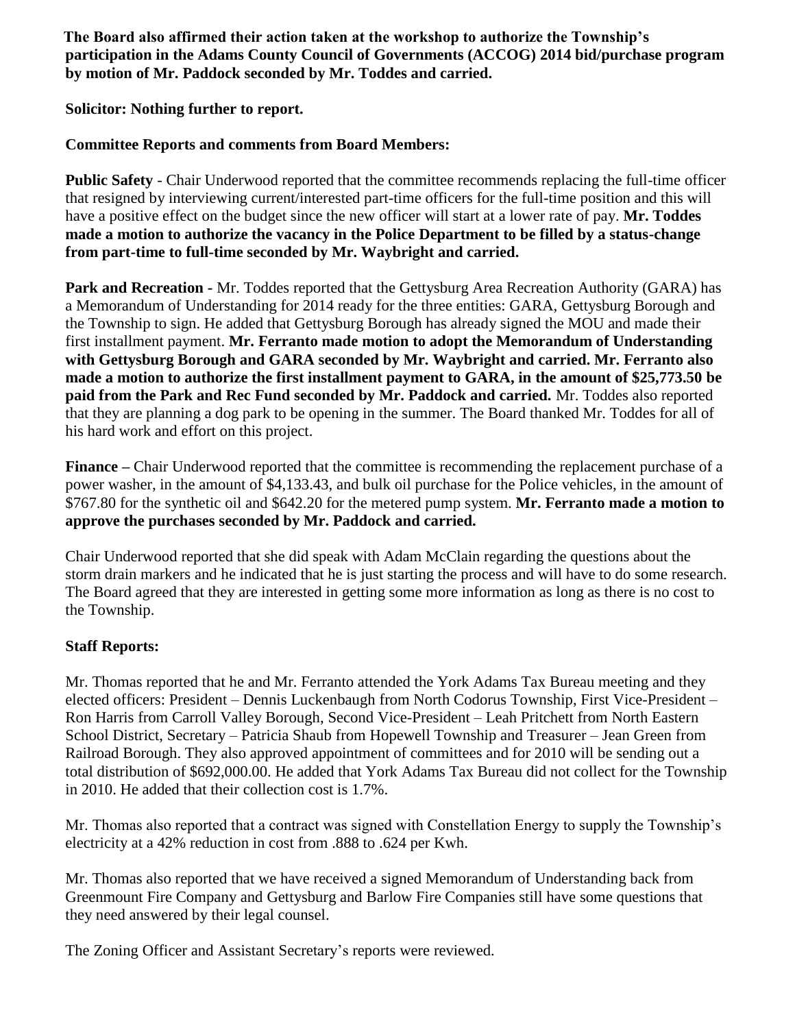**The Board also affirmed their action taken at the workshop to authorize the Township's participation in the Adams County Council of Governments (ACCOG) 2014 bid/purchase program by motion of Mr. Paddock seconded by Mr. Toddes and carried.**

**Solicitor: Nothing further to report.**

**Committee Reports and comments from Board Members:**

**Public Safety** - Chair Underwood reported that the committee recommends replacing the full-time officer that resigned by interviewing current/interested part-time officers for the full-time position and this will have a positive effect on the budget since the new officer will start at a lower rate of pay. **Mr. Toddes made a motion to authorize the vacancy in the Police Department to be filled by a status-change from part-time to full-time seconded by Mr. Waybright and carried.**

**Park and Recreation** - Mr. Toddes reported that the Gettysburg Area Recreation Authority (GARA) has a Memorandum of Understanding for 2014 ready for the three entities: GARA, Gettysburg Borough and the Township to sign. He added that Gettysburg Borough has already signed the MOU and made their first installment payment. **Mr. Ferranto made motion to adopt the Memorandum of Understanding with Gettysburg Borough and GARA seconded by Mr. Waybright and carried. Mr. Ferranto also made a motion to authorize the first installment payment to GARA, in the amount of $25,773.50 be paid from the Park and Rec Fund seconded by Mr. Paddock and carried.** Mr. Toddes also reported that they are planning a dog park to be opening in the summer. The Board thanked Mr. Toddes for all of his hard work and effort on this project.

**Finance –** Chair Underwood reported that the committee is recommending the replacement purchase of a power washer, in the amount of $4,133.43, and bulk oil purchase for the Police vehicles, in the amount of $767.80 for the synthetic oil and $642.20 for the metered pump system. **Mr. Ferranto made a motion to approve the purchases seconded by Mr. Paddock and carried.**

Chair Underwood reported that she did speak with Adam McClain regarding the questions about the storm drain markers and he indicated that he is just starting the process and will have to do some research. The Board agreed that they are interested in getting some more information as long as there is no cost to the Township.

**Staff Reports:**

Mr. Thomas reported that he and Mr. Ferranto attended the York Adams Tax Bureau meeting and they elected officers: President – Dennis Luckenbaugh from North Codorus Township, First Vice-President – Ron Harris from Carroll Valley Borough, Second Vice-President – Leah Pritchett from North Eastern School District, Secretary – Patricia Shaub from Hopewell Township and Treasurer – Jean Green from Railroad Borough. They also approved appointment of committees and for 2010 will be sending out a total distribution of $692,000.00. He added that York Adams Tax Bureau did not collect for the Township in 2010. He added that their collection cost is 1.7%.

Mr. Thomas also reported that a contract was signed with Constellation Energy to supply the Township's electricity at a 42% reduction in cost from .888 to .624 per Kwh.

Mr. Thomas also reported that we have received a signed Memorandum of Understanding back from Greenmount Fire Company and Gettysburg and Barlow Fire Companies still have some questions that they need answered by their legal counsel.

The Zoning Officer and Assistant Secretary's reports were reviewed.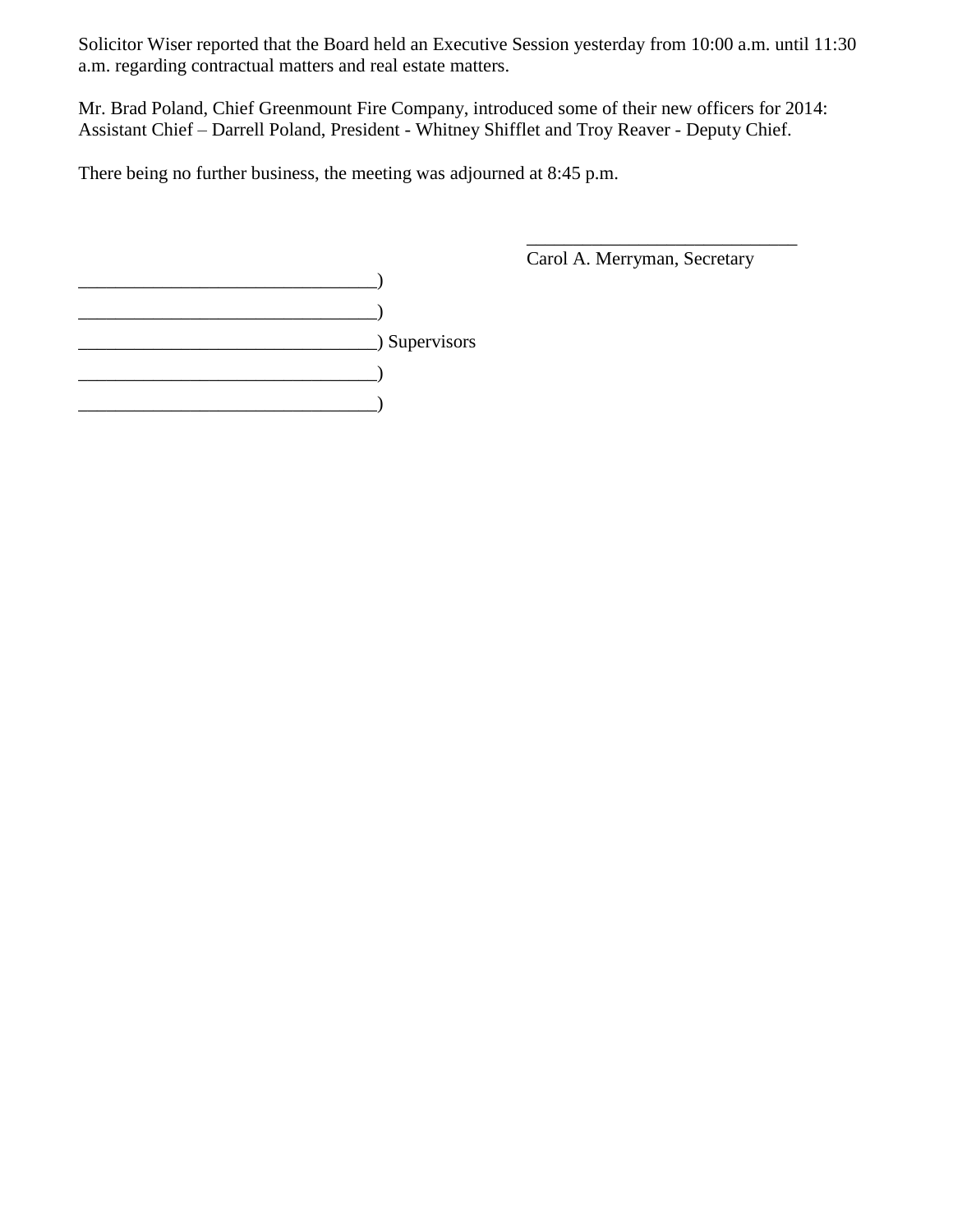Solicitor Wiser reported that the Board held an Executive Session yesterday from 10:00 a.m. until 11:30 a.m. regarding contractual matters and real estate matters.

Mr. Brad Poland, Chief Greenmount Fire Company, introduced some of their new officers for 2014: Assistant Chief – Darrell Poland, President - Whitney Shifflet and Troy Reaver - Deputy Chief.

There being no further business, the meeting was adjourned at 8:45 p.m.

______________________________
Carol A. Merryman, Secretary

_________________________________)
_________________________________)
_________________________________) Supervisors
_________________________________)
_________________________________)